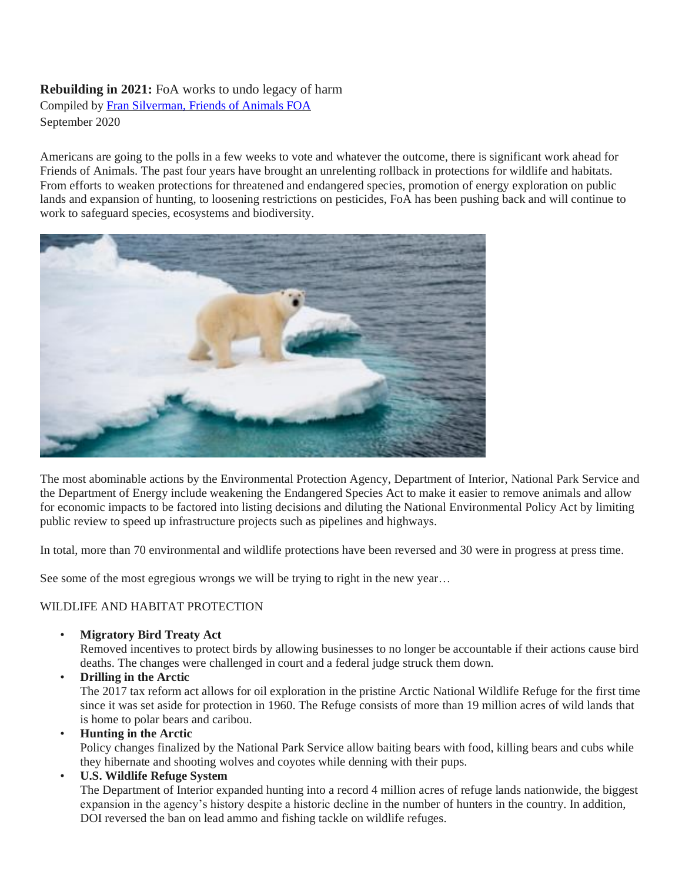**Rebuilding in 2021:** FoA works to undo legacy of harm

Compiled by [Fran Silverman, Friends of Animals FOA]

September 2020

Americans are going to the polls in a few weeks to vote and whatever the outcome, there is significant work ahead for Friends of Animals. The past four years have brought an unrelenting rollback in protections for wildlife and habitats. From efforts to weaken protections for threatened and endangered species, promotion of energy exploration on public lands and expansion of hunting, to loosening restrictions on pesticides, FoA has been pushing back and will continue to work to safeguard species, ecosystems and biodiversity.

The most abominable actions by the Environmental Protection Agency, Department of Interior, National Park Service and the Department of Energy include weakening the Endangered Species Act to make it easier to remove animals and allow for economic impacts to be factored into listing decisions and diluting the National Environmental Policy Act by limiting public review to speed up infrastructure projects such as pipelines and highways.

In total, more than 70 environmental and wildlife protections have been reversed and 30 were in progress at press time.

See some of the most egregious wrongs we will be trying to right in the new year…

WILDLIFE AND HABITAT PROTECTION

- **Migratory Bird Treaty Act**
  Removed incentives to protect birds by allowing businesses to no longer be accountable if their actions cause bird deaths. The changes were challenged in court and a federal judge struck them down.
- **Drilling in the Arctic**
  The 2017 tax reform act allows for oil exploration in the pristine Arctic National Wildlife Refuge for the first time since it was set aside for protection in 1960. The Refuge consists of more than 19 million acres of wild lands that is home to polar bears and caribou.
- **Hunting in the Arctic**
  Policy changes finalized by the National Park Service allow baiting bears with food, killing bears and cubs while they hibernate and shooting wolves and coyotes while denning with their pups.
- **U.S. Wildlife Refuge System**
  The Department of Interior expanded hunting into a record 4 million acres of refuge lands nationwide, the biggest expansion in the agency's history despite a historic decline in the number of hunters in the country. In addition, DOI reversed the ban on lead ammo and fishing tackle on wildlife refuges.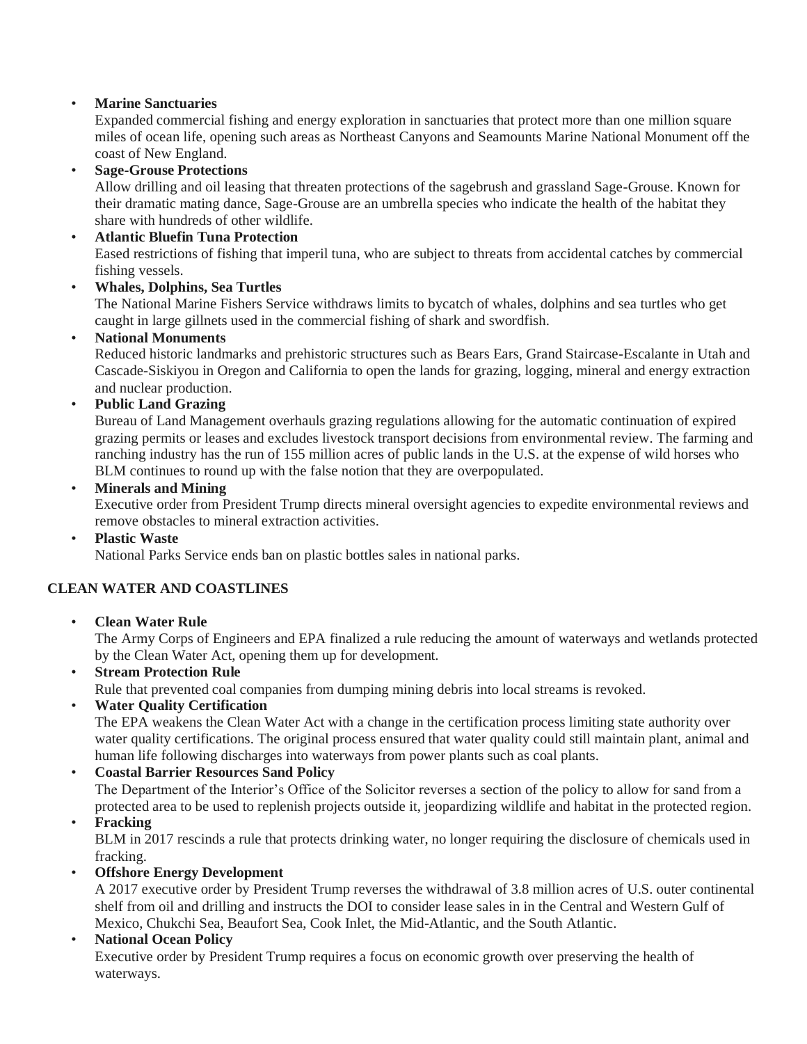- **Marine Sanctuaries**
  Expanded commercial fishing and energy exploration in sanctuaries that protect more than one million square miles of ocean life, opening such areas as Northeast Canyons and Seamounts Marine National Monument off the coast of New England.
- **Sage-Grouse Protections**
  Allow drilling and oil leasing that threaten protections of the sagebrush and grassland Sage-Grouse. Known for their dramatic mating dance, Sage-Grouse are an umbrella species who indicate the health of the habitat they share with hundreds of other wildlife.
- **Atlantic Bluefin Tuna Protection**
  Eased restrictions of fishing that imperil tuna, who are subject to threats from accidental catches by commercial fishing vessels.
- **Whales, Dolphins, Sea Turtles**
  The National Marine Fishers Service withdraws limits to bycatch of whales, dolphins and sea turtles who get caught in large gillnets used in the commercial fishing of shark and swordfish.
- **National Monuments**
  Reduced historic landmarks and prehistoric structures such as Bears Ears, Grand Staircase-Escalante in Utah and Cascade-Siskiyou in Oregon and California to open the lands for grazing, logging, mineral and energy extraction and nuclear production.
- **Public Land Grazing**
  Bureau of Land Management overhauls grazing regulations allowing for the automatic continuation of expired grazing permits or leases and excludes livestock transport decisions from environmental review. The farming and ranching industry has the run of 155 million acres of public lands in the U.S. at the expense of wild horses who BLM continues to round up with the false notion that they are overpopulated.
- **Minerals and Mining**
  Executive order from President Trump directs mineral oversight agencies to expedite environmental reviews and remove obstacles to mineral extraction activities.
- **Plastic Waste**
  National Parks Service ends ban on plastic bottles sales in national parks.

**CLEAN WATER AND COASTLINES**

- **Clean Water Rule**
  The Army Corps of Engineers and EPA finalized a rule reducing the amount of waterways and wetlands protected by the Clean Water Act, opening them up for development.
- **Stream Protection Rule**
  Rule that prevented coal companies from dumping mining debris into local streams is revoked.
- **Water Quality Certification**
  The EPA weakens the Clean Water Act with a change in the certification process limiting state authority over water quality certifications. The original process ensured that water quality could still maintain plant, animal and human life following discharges into waterways from power plants such as coal plants.
- **Coastal Barrier Resources Sand Policy**
  The Department of the Interior's Office of the Solicitor reverses a section of the policy to allow for sand from a protected area to be used to replenish projects outside it, jeopardizing wildlife and habitat in the protected region.
- **Fracking**
  BLM in 2017 rescinds a rule that protects drinking water, no longer requiring the disclosure of chemicals used in fracking.
- **Offshore Energy Development**
  A 2017 executive order by President Trump reverses the withdrawal of 3.8 million acres of U.S. outer continental shelf from oil and drilling and instructs the DOI to consider lease sales in in the Central and Western Gulf of Mexico, Chukchi Sea, Beaufort Sea, Cook Inlet, the Mid-Atlantic, and the South Atlantic.
- **National Ocean Policy**
  Executive order by President Trump requires a focus on economic growth over preserving the health of waterways.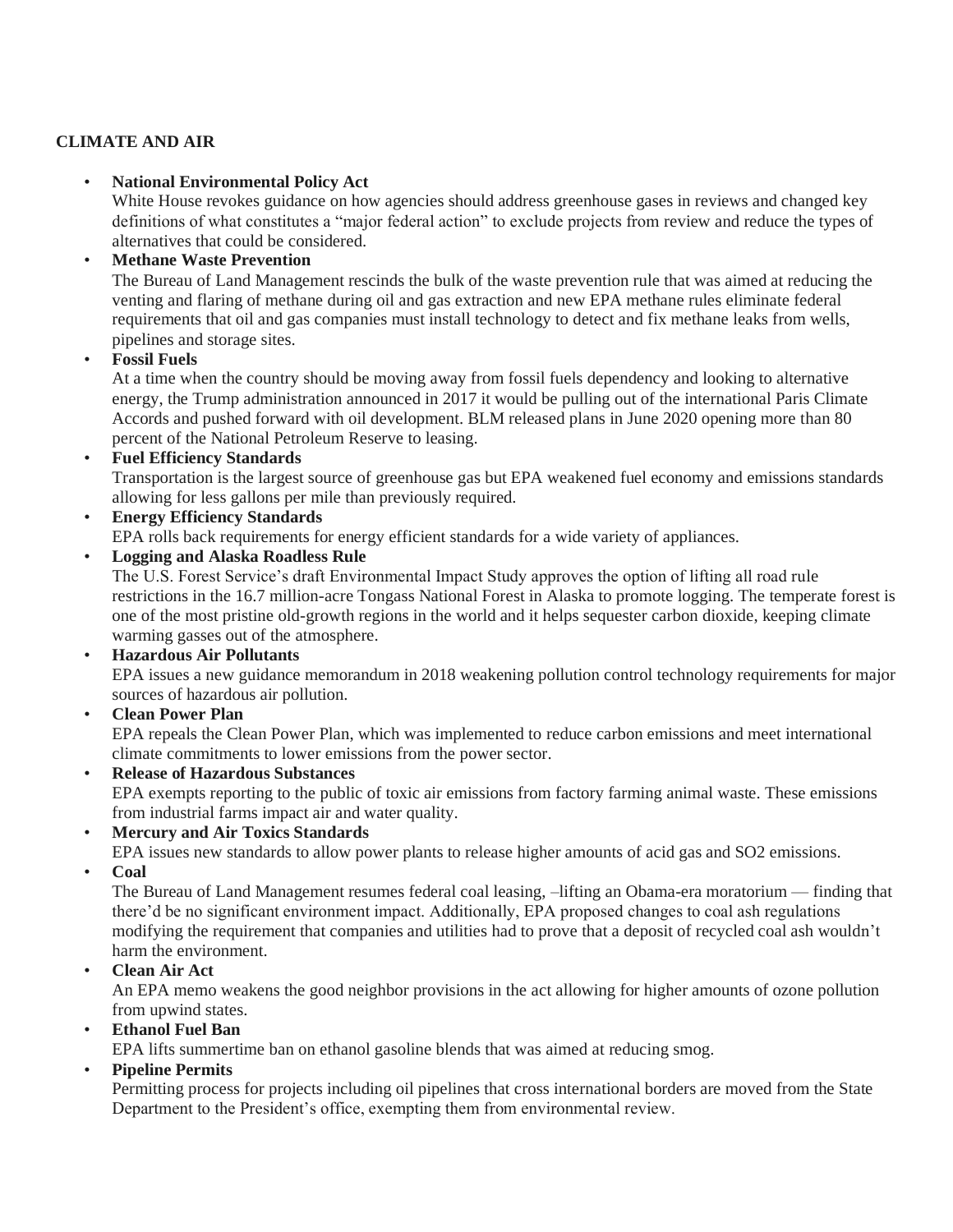**CLIMATE AND AIR**

- **National Environmental Policy Act**
  White House revokes guidance on how agencies should address greenhouse gases in reviews and changed key definitions of what constitutes a "major federal action" to exclude projects from review and reduce the types of alternatives that could be considered.
- **Methane Waste Prevention**
  The Bureau of Land Management rescinds the bulk of the waste prevention rule that was aimed at reducing the venting and flaring of methane during oil and gas extraction and new EPA methane rules eliminate federal requirements that oil and gas companies must install technology to detect and fix methane leaks from wells, pipelines and storage sites.
- **Fossil Fuels**
  At a time when the country should be moving away from fossil fuels dependency and looking to alternative energy, the Trump administration announced in 2017 it would be pulling out of the international Paris Climate Accords and pushed forward with oil development. BLM released plans in June 2020 opening more than 80 percent of the National Petroleum Reserve to leasing.
- **Fuel Efficiency Standards**
  Transportation is the largest source of greenhouse gas but EPA weakened fuel economy and emissions standards allowing for less gallons per mile than previously required.
- **Energy Efficiency Standards**
  EPA rolls back requirements for energy efficient standards for a wide variety of appliances.
- **Logging and Alaska Roadless Rule**
  The U.S. Forest Service's draft Environmental Impact Study approves the option of lifting all road rule restrictions in the 16.7 million-acre Tongass National Forest in Alaska to promote logging. The temperate forest is one of the most pristine old-growth regions in the world and it helps sequester carbon dioxide, keeping climate warming gasses out of the atmosphere.
- **Hazardous Air Pollutants**
  EPA issues a new guidance memorandum in 2018 weakening pollution control technology requirements for major sources of hazardous air pollution.
- **Clean Power Plan**
  EPA repeals the Clean Power Plan, which was implemented to reduce carbon emissions and meet international climate commitments to lower emissions from the power sector.
- **Release of Hazardous Substances**
  EPA exempts reporting to the public of toxic air emissions from factory farming animal waste. These emissions from industrial farms impact air and water quality.
- **Mercury and Air Toxics Standards**
  EPA issues new standards to allow power plants to release higher amounts of acid gas and $SO_2$ emissions.
- **Coal**
  The Bureau of Land Management resumes federal coal leasing, –lifting an Obama-era moratorium — finding that there'd be no significant environment impact. Additionally, EPA proposed changes to coal ash regulations modifying the requirement that companies and utilities had to prove that a deposit of recycled coal ash wouldn't harm the environment.
- **Clean Air Act**
  An EPA memo weakens the good neighbor provisions in the act allowing for higher amounts of ozone pollution from upwind states.
- **Ethanol Fuel Ban**
  EPA lifts summertime ban on ethanol gasoline blends that was aimed at reducing smog.
- **Pipeline Permits**
  Permitting process for projects including oil pipelines that cross international borders are moved from the State Department to the President's office, exempting them from environmental review.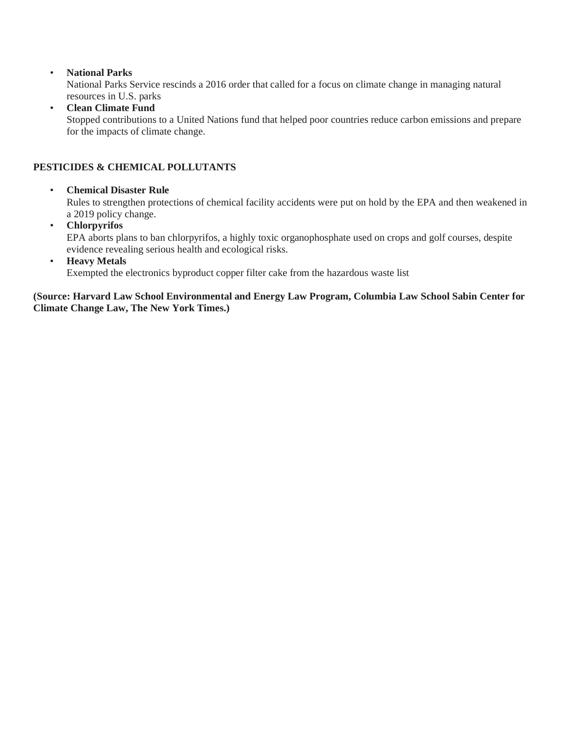- **National Parks**
  National Parks Service rescinds a 2016 order that called for a focus on climate change in managing natural resources in U.S. parks
- **Clean Climate Fund**
  Stopped contributions to a United Nations fund that helped poor countries reduce carbon emissions and prepare for the impacts of climate change.

**PESTICIDES & CHEMICAL POLLUTANTS**

- **Chemical Disaster Rule**
  Rules to strengthen protections of chemical facility accidents were put on hold by the EPA and then weakened in a 2019 policy change.
- **Chlorpyrifos**
  EPA aborts plans to ban chlorpyrifos, a highly toxic organophosphate used on crops and golf courses, despite evidence revealing serious health and ecological risks.
- **Heavy Metals**
  Exempted the electronics byproduct copper filter cake from the hazardous waste list

**(Source: Harvard Law School Environmental and Energy Law Program, Columbia Law School Sabin Center for Climate Change Law, The New York Times.)**